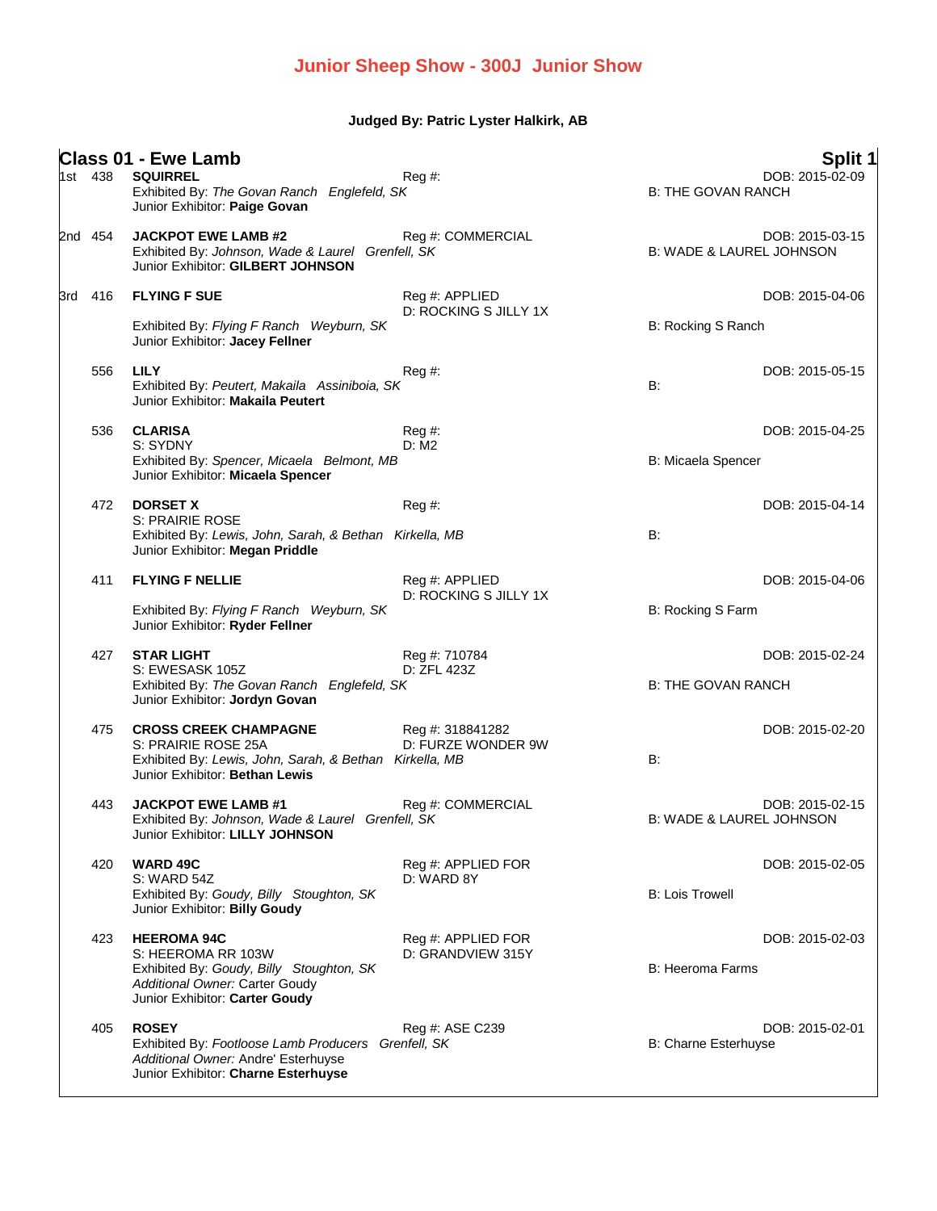# Junior Sheep Show - 300J Junior Show

**Judged By: Patric Lyster Halkirk, AB**

## Class 01 - Ewe Lamb — Split 1

1st 438 **SQUIRREL** Reg #: DOB: 2015-02-09
Exhibited By: *The Govan Ranch Englefeld, SK* B: THE GOVAN RANCH
Junior Exhibitor: **Paige Govan**

2nd 454 **JACKPOT EWE LAMB #2** Reg #: COMMERCIAL DOB: 2015-03-15
Exhibited By: *Johnson, Wade & Laurel Grenfell, SK* B: WADE & LAUREL JOHNSON
Junior Exhibitor: **GILBERT JOHNSON**

3rd 416 **FLYING F SUE** Reg #: APPLIED DOB: 2015-04-06
D: ROCKING S JILLY 1X
Exhibited By: *Flying F Ranch Weyburn, SK* B: Rocking S Ranch
Junior Exhibitor: **Jacey Fellner**

556 **LILY** Reg #: DOB: 2015-05-15
Exhibited By: *Peutert, Makaila Assiniboia, SK* B:
Junior Exhibitor: **Makaila Peutert**

536 **CLARISA** Reg #: DOB: 2015-04-25
S: SYDNY D: M2
Exhibited By: *Spencer, Micaela Belmont, MB* B: Micaela Spencer
Junior Exhibitor: **Micaela Spencer**

472 **DORSET X** Reg #: DOB: 2015-04-14
S: PRAIRIE ROSE
Exhibited By: *Lewis, John, Sarah, & Bethan Kirkella, MB* B:
Junior Exhibitor: **Megan Priddle**

411 **FLYING F NELLIE** Reg #: APPLIED DOB: 2015-04-06
D: ROCKING S JILLY 1X
Exhibited By: *Flying F Ranch Weyburn, SK* B: Rocking S Farm
Junior Exhibitor: **Ryder Fellner**

427 **STAR LIGHT** Reg #: 710784 DOB: 2015-02-24
S: EWESASK 105Z D: ZFL 423Z
Exhibited By: *The Govan Ranch Englefeld, SK* B: THE GOVAN RANCH
Junior Exhibitor: **Jordyn Govan**

475 **CROSS CREEK CHAMPAGNE** Reg #: 318841282 DOB: 2015-02-20
S: PRAIRIE ROSE 25A D: FURZE WONDER 9W
Exhibited By: *Lewis, John, Sarah, & Bethan Kirkella, MB* B:
Junior Exhibitor: **Bethan Lewis**

443 **JACKPOT EWE LAMB #1** Reg #: COMMERCIAL DOB: 2015-02-15
Exhibited By: *Johnson, Wade & Laurel Grenfell, SK* B: WADE & LAUREL JOHNSON
Junior Exhibitor: **LILLY JOHNSON**

420 **WARD 49C** Reg #: APPLIED FOR DOB: 2015-02-05
S: WARD 54Z D: WARD 8Y
Exhibited By: *Goudy, Billy Stoughton, SK* B: Lois Trowell
Junior Exhibitor: **Billy Goudy**

423 **HEEROMA 94C** Reg #: APPLIED FOR DOB: 2015-02-03
S: HEEROMA RR 103W D: GRANDVIEW 315Y
Exhibited By: *Goudy, Billy Stoughton, SK* B: Heeroma Farms
*Additional Owner:* Carter Goudy
Junior Exhibitor: **Carter Goudy**

405 **ROSEY** Reg #: ASE C239 DOB: 2015-02-01
Exhibited By: *Footloose Lamb Producers Grenfell, SK* B: Charne Esterhuyse
*Additional Owner:* Andre' Esterhuyse
Junior Exhibitor: **Charne Esterhuyse**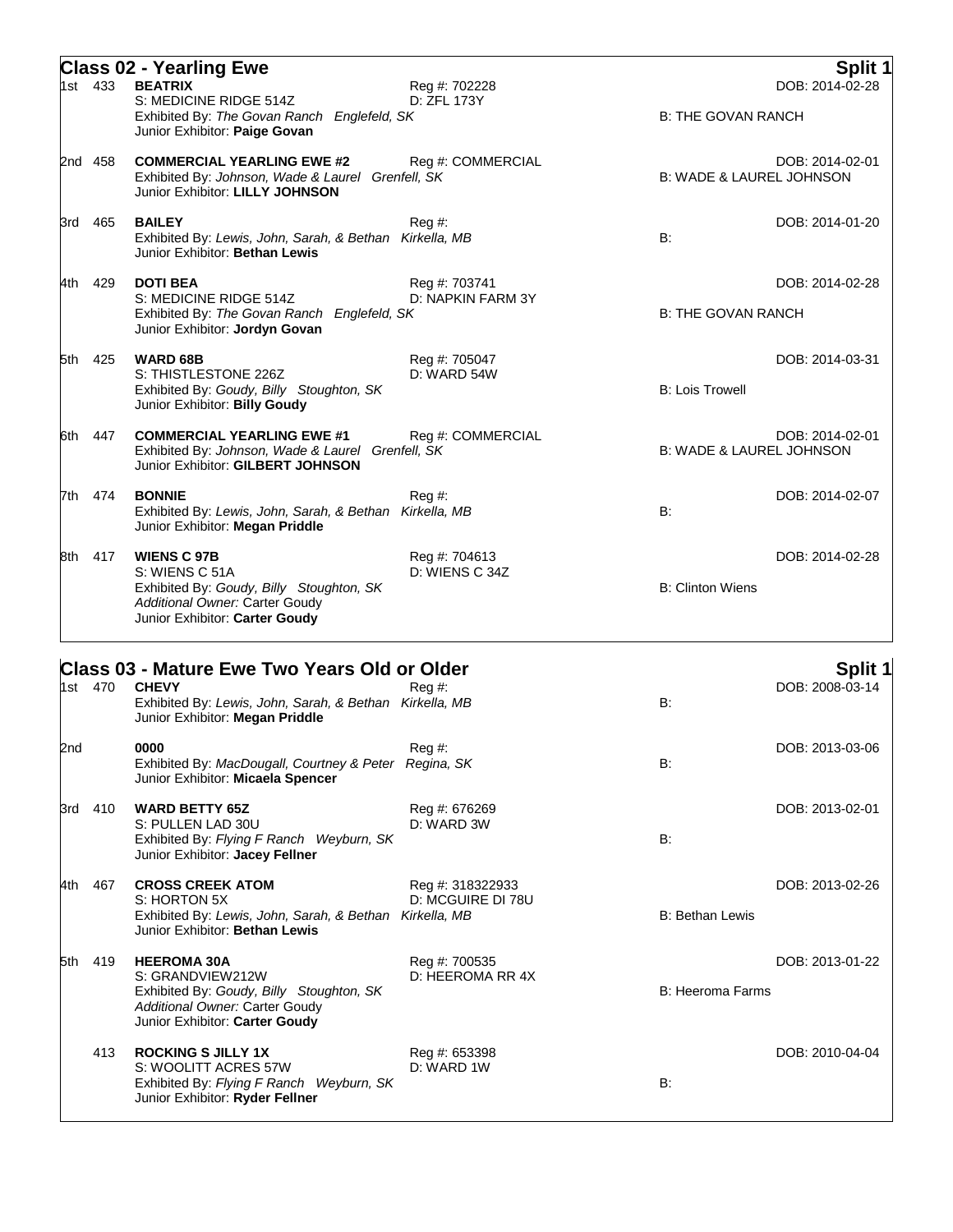## Class 02 - Yearling Ewe

**Split 1**

1st 433 **BEATRIX** Reg #: 702228 DOB: 2014-02-28
S: MEDICINE RIDGE 514Z D: ZFL 173Y
Exhibited By: *The Govan Ranch Englefeld, SK* B: THE GOVAN RANCH
Junior Exhibitor: **Paige Govan**

2nd 458 **COMMERCIAL YEARLING EWE #2** Reg #: COMMERCIAL DOB: 2014-02-01
Exhibited By: *Johnson, Wade & Laurel Grenfell, SK* B: WADE & LAUREL JOHNSON
Junior Exhibitor: **LILLY JOHNSON**

3rd 465 **BAILEY** Reg #: DOB: 2014-01-20
Exhibited By: *Lewis, John, Sarah, & Bethan Kirkella, MB* B:
Junior Exhibitor: **Bethan Lewis**

4th 429 **DOTI BEA** Reg #: 703741 DOB: 2014-02-28
S: MEDICINE RIDGE 514Z D: NAPKIN FARM 3Y
Exhibited By: *The Govan Ranch Englefeld, SK* B: THE GOVAN RANCH
Junior Exhibitor: **Jordyn Govan**

5th 425 **WARD 68B** Reg #: 705047 DOB: 2014-03-31
S: THISTLESTONE 226Z D: WARD 54W
Exhibited By: *Goudy, Billy Stoughton, SK* B: Lois Trowell
Junior Exhibitor: **Billy Goudy**

6th 447 **COMMERCIAL YEARLING EWE #1** Reg #: COMMERCIAL DOB: 2014-02-01
Exhibited By: *Johnson, Wade & Laurel Grenfell, SK* B: WADE & LAUREL JOHNSON
Junior Exhibitor: **GILBERT JOHNSON**

7th 474 **BONNIE** Reg #: DOB: 2014-02-07
Exhibited By: *Lewis, John, Sarah, & Bethan Kirkella, MB* B:
Junior Exhibitor: **Megan Priddle**

8th 417 **WIENS C 97B** Reg #: 704613 DOB: 2014-02-28
S: WIENS C 51A D: WIENS C 34Z
Exhibited By: *Goudy, Billy Stoughton, SK* B: Clinton Wiens
*Additional Owner:* Carter Goudy
Junior Exhibitor: **Carter Goudy**

## Class 03 - Mature Ewe Two Years Old or Older

**Split 1**

1st 470 **CHEVY** Reg #: DOB: 2008-03-14
Exhibited By: *Lewis, John, Sarah, & Bethan Kirkella, MB* B:
Junior Exhibitor: **Megan Priddle**

2nd **0000** Reg #: DOB: 2013-03-06
Exhibited By: *MacDougall, Courtney & Peter Regina, SK* B:
Junior Exhibitor: **Micaela Spencer**

3rd 410 **WARD BETTY 65Z** Reg #: 676269 DOB: 2013-02-01
S: PULLEN LAD 30U D: WARD 3W
Exhibited By: *Flying F Ranch Weyburn, SK* B:
Junior Exhibitor: **Jacey Fellner**

4th 467 **CROSS CREEK ATOM** Reg #: 318322933 DOB: 2013-02-26
S: HORTON 5X D: MCGUIRE DI 78U
Exhibited By: *Lewis, John, Sarah, & Bethan Kirkella, MB* B: Bethan Lewis
Junior Exhibitor: **Bethan Lewis**

5th 419 **HEEROMA 30A** Reg #: 700535 DOB: 2013-01-22
S: GRANDVIEW212W D: HEEROMA RR 4X
Exhibited By: *Goudy, Billy Stoughton, SK* B: Heeroma Farms
*Additional Owner:* Carter Goudy
Junior Exhibitor: **Carter Goudy**

413 **ROCKING S JILLY 1X** Reg #: 653398 DOB: 2010-04-04
S: WOOLITT ACRES 57W D: WARD 1W
Exhibited By: *Flying F Ranch Weyburn, SK* B:
Junior Exhibitor: **Ryder Fellner**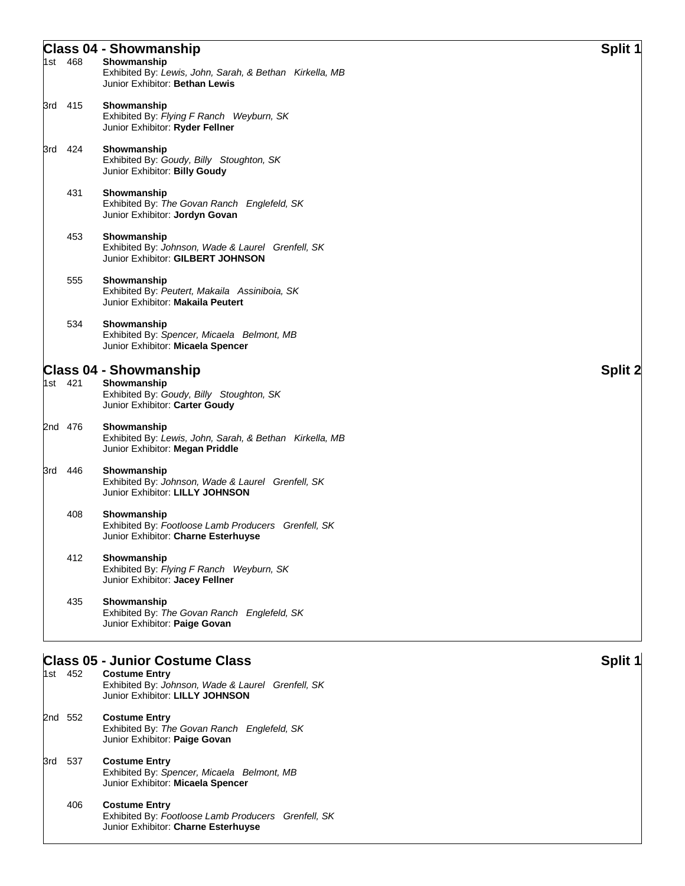## Class 04 - Showmanship — Split 1

1st 468 **Showmanship**
Exhibited By: *Lewis, John, Sarah, & Bethan Kirkella, MB*
Junior Exhibitor: **Bethan Lewis**

3rd 415 **Showmanship**
Exhibited By: *Flying F Ranch Weyburn, SK*
Junior Exhibitor: **Ryder Fellner**

3rd 424 **Showmanship**
Exhibited By: *Goudy, Billy Stoughton, SK*
Junior Exhibitor: **Billy Goudy**

431 **Showmanship**
Exhibited By: *The Govan Ranch Englefeld, SK*
Junior Exhibitor: **Jordyn Govan**

453 **Showmanship**
Exhibited By: *Johnson, Wade & Laurel Grenfell, SK*
Junior Exhibitor: **GILBERT JOHNSON**

555 **Showmanship**
Exhibited By: *Peutert, Makaila Assiniboia, SK*
Junior Exhibitor: **Makaila Peutert**

534 **Showmanship**
Exhibited By: *Spencer, Micaela Belmont, MB*
Junior Exhibitor: **Micaela Spencer**

## Class 04 - Showmanship — Split 2

1st 421 **Showmanship**
Exhibited By: *Goudy, Billy Stoughton, SK*
Junior Exhibitor: **Carter Goudy**

2nd 476 **Showmanship**
Exhibited By: *Lewis, John, Sarah, & Bethan Kirkella, MB*
Junior Exhibitor: **Megan Priddle**

3rd 446 **Showmanship**
Exhibited By: *Johnson, Wade & Laurel Grenfell, SK*
Junior Exhibitor: **LILLY JOHNSON**

408 **Showmanship**
Exhibited By: *Footloose Lamb Producers Grenfell, SK*
Junior Exhibitor: **Charne Esterhuyse**

412 **Showmanship**
Exhibited By: *Flying F Ranch Weyburn, SK*
Junior Exhibitor: **Jacey Fellner**

435 **Showmanship**
Exhibited By: *The Govan Ranch Englefeld, SK*
Junior Exhibitor: **Paige Govan**

## Class 05 - Junior Costume Class — Split 1

1st 452 **Costume Entry**
Exhibited By: *Johnson, Wade & Laurel Grenfell, SK*
Junior Exhibitor: **LILLY JOHNSON**

2nd 552 **Costume Entry**
Exhibited By: *The Govan Ranch Englefeld, SK*
Junior Exhibitor: **Paige Govan**

3rd 537 **Costume Entry**
Exhibited By: *Spencer, Micaela Belmont, MB*
Junior Exhibitor: **Micaela Spencer**

406 **Costume Entry**
Exhibited By: *Footloose Lamb Producers Grenfell, SK*
Junior Exhibitor: **Charne Esterhuyse**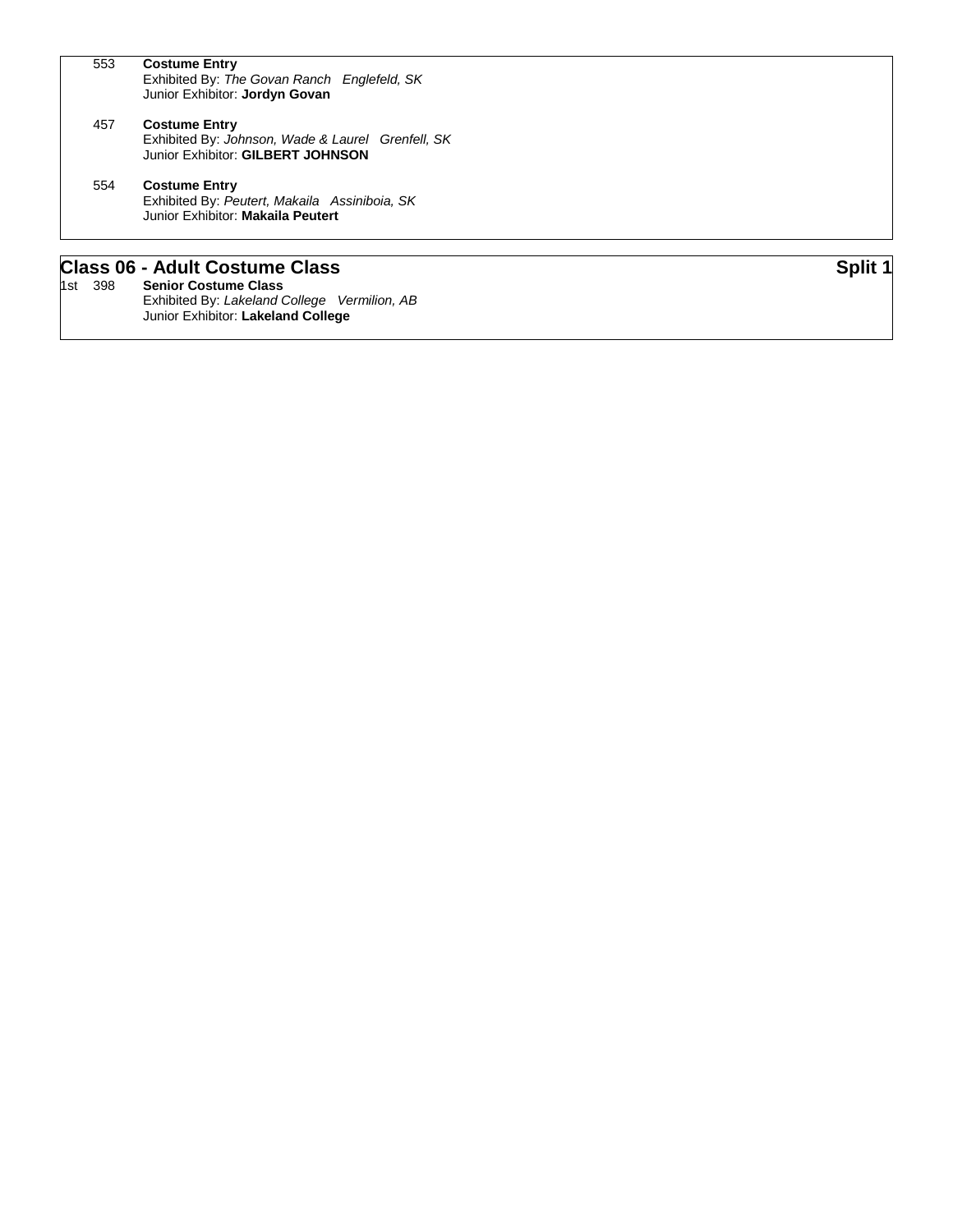553 **Costume Entry**
Exhibited By: *The Govan Ranch   Englefeld, SK*
Junior Exhibitor: **Jordyn Govan**

457 **Costume Entry**
Exhibited By: *Johnson, Wade & Laurel   Grenfell, SK*
Junior Exhibitor: **GILBERT JOHNSON**

554 **Costume Entry**
Exhibited By: *Peutert, Makaila   Assiniboia, SK*
Junior Exhibitor: **Makaila Peutert**

## Class 06 - Adult Costume Class

**Split 1**

1st 398 **Senior Costume Class**
Exhibited By: *Lakeland College   Vermilion, AB*
Junior Exhibitor: **Lakeland College**